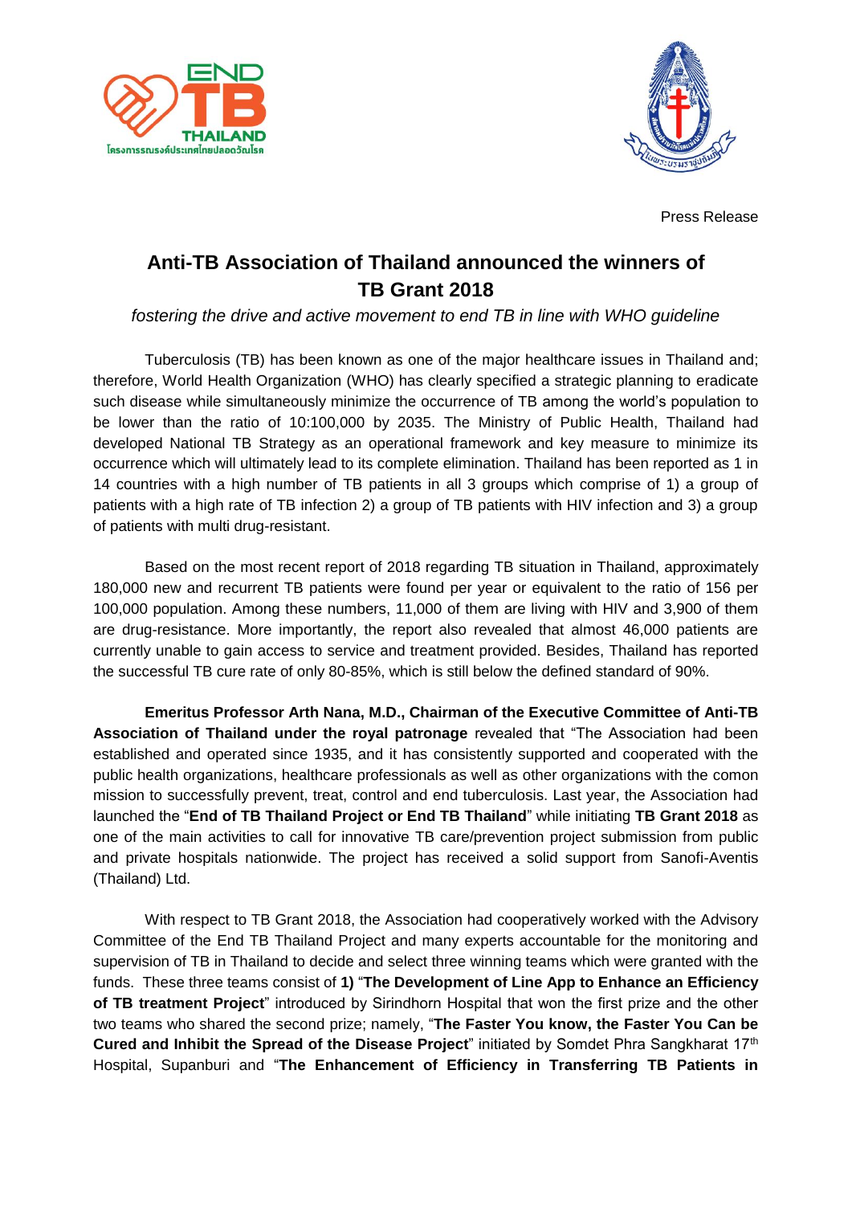Press Release

# Anti-TB Association of Thailand announced the winners of TB Grant 2018

*fostering the drive and active movement to end TB in line with WHO guideline*

Tuberculosis (TB) has been known as one of the major healthcare issues in Thailand and; therefore, World Health Organization (WHO) has clearly specified a strategic planning to eradicate such disease while simultaneously minimize the occurrence of TB among the world's population to be lower than the ratio of 10:100,000 by 2035. The Ministry of Public Health, Thailand had developed National TB Strategy as an operational framework and key measure to minimize its occurrence which will ultimately lead to its complete elimination. Thailand has been reported as 1 in 14 countries with a high number of TB patients in all 3 groups which comprise of 1) a group of patients with a high rate of TB infection 2) a group of TB patients with HIV infection and 3) a group of patients with multi drug-resistant.

Based on the most recent report of 2018 regarding TB situation in Thailand, approximately 180,000 new and recurrent TB patients were found per year or equivalent to the ratio of 156 per 100,000 population. Among these numbers, 11,000 of them are living with HIV and 3,900 of them are drug-resistance. More importantly, the report also revealed that almost 46,000 patients are currently unable to gain access to service and treatment provided. Besides, Thailand has reported the successful TB cure rate of only 80-85%, which is still below the defined standard of 90%.

**Emeritus Professor Arth Nana, M.D., Chairman of the Executive Committee of Anti-TB Association of Thailand under the royal patronage** revealed that "The Association had been established and operated since 1935, and it has consistently supported and cooperated with the public health organizations, healthcare professionals as well as other organizations with the comon mission to successfully prevent, treat, control and end tuberculosis. Last year, the Association had launched the "**End of TB Thailand Project or End TB Thailand**" while initiating **TB Grant 2018** as one of the main activities to call for innovative TB care/prevention project submission from public and private hospitals nationwide. The project has received a solid support from Sanofi-Aventis (Thailand) Ltd.

With respect to TB Grant 2018, the Association had cooperatively worked with the Advisory Committee of the End TB Thailand Project and many experts accountable for the monitoring and supervision of TB in Thailand to decide and select three winning teams which were granted with the funds. These three teams consist of **1)** "**The Development of Line App to Enhance an Efficiency of TB treatment Project**" introduced by Sirindhorn Hospital that won the first prize and the other two teams who shared the second prize; namely, "**The Faster You know, the Faster You Can be Cured and Inhibit the Spread of the Disease Project**" initiated by Somdet Phra Sangkharat 17th Hospital, Supanburi and "**The Enhancement of Efficiency in Transferring TB Patients in**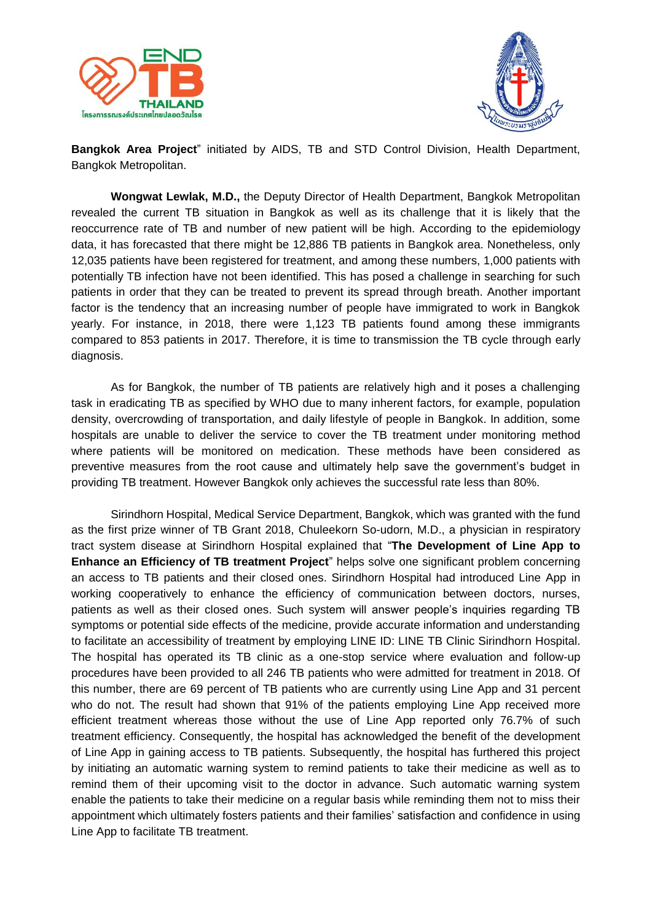**Bangkok Area Project**" initiated by AIDS, TB and STD Control Division, Health Department, Bangkok Metropolitan.

**Wongwat Lewlak, M.D.,** the Deputy Director of Health Department, Bangkok Metropolitan revealed the current TB situation in Bangkok as well as its challenge that it is likely that the reoccurrence rate of TB and number of new patient will be high. According to the epidemiology data, it has forecasted that there might be 12,886 TB patients in Bangkok area. Nonetheless, only 12,035 patients have been registered for treatment, and among these numbers, 1,000 patients with potentially TB infection have not been identified. This has posed a challenge in searching for such patients in order that they can be treated to prevent its spread through breath. Another important factor is the tendency that an increasing number of people have immigrated to work in Bangkok yearly. For instance, in 2018, there were 1,123 TB patients found among these immigrants compared to 853 patients in 2017. Therefore, it is time to transmission the TB cycle through early diagnosis.

As for Bangkok, the number of TB patients are relatively high and it poses a challenging task in eradicating TB as specified by WHO due to many inherent factors, for example, population density, overcrowding of transportation, and daily lifestyle of people in Bangkok. In addition, some hospitals are unable to deliver the service to cover the TB treatment under monitoring method where patients will be monitored on medication. These methods have been considered as preventive measures from the root cause and ultimately help save the government's budget in providing TB treatment. However Bangkok only achieves the successful rate less than 80%.

Sirindhorn Hospital, Medical Service Department, Bangkok, which was granted with the fund as the first prize winner of TB Grant 2018, Chuleekorn So-udorn, M.D., a physician in respiratory tract system disease at Sirindhorn Hospital explained that "**The Development of Line App to Enhance an Efficiency of TB treatment Project**" helps solve one significant problem concerning an access to TB patients and their closed ones. Sirindhorn Hospital had introduced Line App in working cooperatively to enhance the efficiency of communication between doctors, nurses, patients as well as their closed ones. Such system will answer people's inquiries regarding TB symptoms or potential side effects of the medicine, provide accurate information and understanding to facilitate an accessibility of treatment by employing LINE ID: LINE TB Clinic Sirindhorn Hospital. The hospital has operated its TB clinic as a one-stop service where evaluation and follow-up procedures have been provided to all 246 TB patients who were admitted for treatment in 2018. Of this number, there are 69 percent of TB patients who are currently using Line App and 31 percent who do not. The result had shown that 91% of the patients employing Line App received more efficient treatment whereas those without the use of Line App reported only 76.7% of such treatment efficiency. Consequently, the hospital has acknowledged the benefit of the development of Line App in gaining access to TB patients. Subsequently, the hospital has furthered this project by initiating an automatic warning system to remind patients to take their medicine as well as to remind them of their upcoming visit to the doctor in advance. Such automatic warning system enable the patients to take their medicine on a regular basis while reminding them not to miss their appointment which ultimately fosters patients and their families' satisfaction and confidence in using Line App to facilitate TB treatment.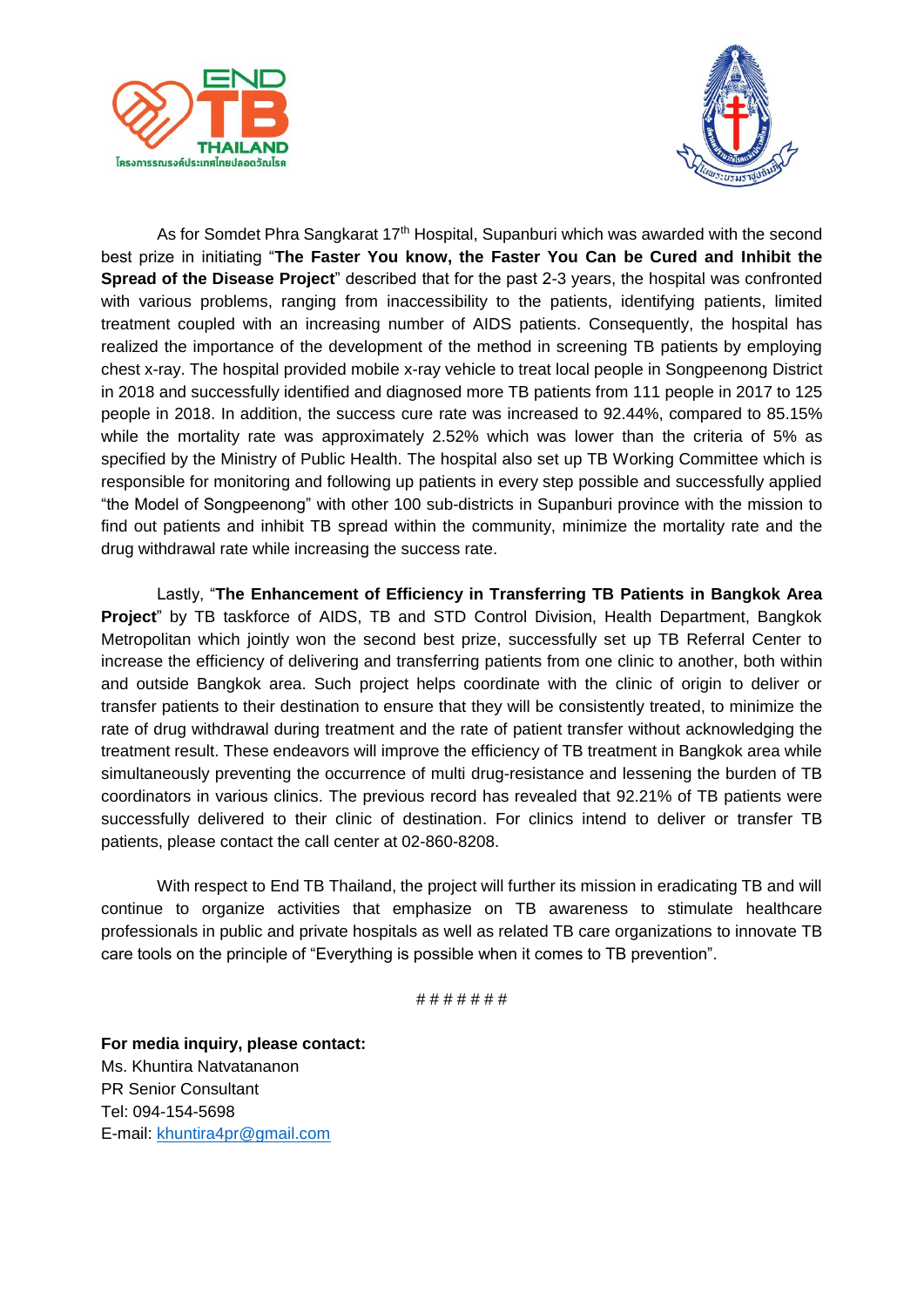As for Somdet Phra Sangkarat 17th Hospital, Supanburi which was awarded with the second best prize in initiating “**The Faster You know, the Faster You Can be Cured and Inhibit the Spread of the Disease Project**” described that for the past 2-3 years, the hospital was confronted with various problems, ranging from inaccessibility to the patients, identifying patients, limited treatment coupled with an increasing number of AIDS patients. Consequently, the hospital has realized the importance of the development of the method in screening TB patients by employing chest x-ray. The hospital provided mobile x-ray vehicle to treat local people in Songpeenong District in 2018 and successfully identified and diagnosed more TB patients from 111 people in 2017 to 125 people in 2018. In addition, the success cure rate was increased to 92.44%, compared to 85.15% while the mortality rate was approximately 2.52% which was lower than the criteria of 5% as specified by the Ministry of Public Health. The hospital also set up TB Working Committee which is responsible for monitoring and following up patients in every step possible and successfully applied “the Model of Songpeenong” with other 100 sub-districts in Supanburi province with the mission to find out patients and inhibit TB spread within the community, minimize the mortality rate and the drug withdrawal rate while increasing the success rate.

Lastly, “**The Enhancement of Efficiency in Transferring TB Patients in Bangkok Area Project**” by TB taskforce of AIDS, TB and STD Control Division, Health Department, Bangkok Metropolitan which jointly won the second best prize, successfully set up TB Referral Center to increase the efficiency of delivering and transferring patients from one clinic to another, both within and outside Bangkok area. Such project helps coordinate with the clinic of origin to deliver or transfer patients to their destination to ensure that they will be consistently treated, to minimize the rate of drug withdrawal during treatment and the rate of patient transfer without acknowledging the treatment result. These endeavors will improve the efficiency of TB treatment in Bangkok area while simultaneously preventing the occurrence of multi drug-resistance and lessening the burden of TB coordinators in various clinics. The previous record has revealed that 92.21% of TB patients were successfully delivered to their clinic of destination. For clinics intend to deliver or transfer TB patients, please contact the call center at 02-860-8208.

With respect to End TB Thailand, the project will further its mission in eradicating TB and will continue to organize activities that emphasize on TB awareness to stimulate healthcare professionals in public and private hospitals as well as related TB care organizations to innovate TB care tools on the principle of “Everything is possible when it comes to TB prevention”.

# # # # # # #

**For media inquiry, please contact:**
Ms. Khuntira Natvatananon
PR Senior Consultant
Tel: 094-154-5698
E-mail: khuntira4pr@gmail.com